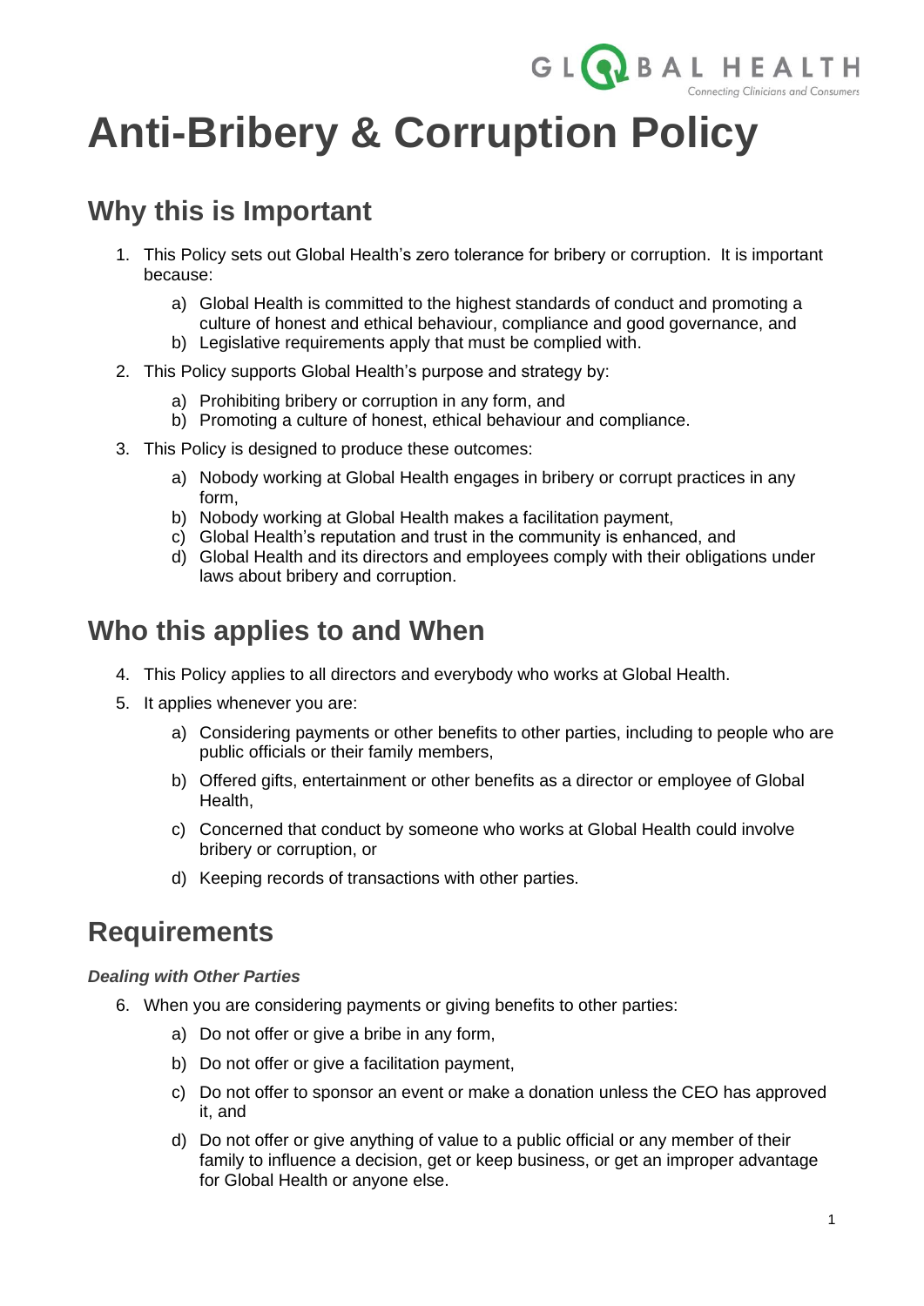# Anti-Bribery & Corruption Policy

## Why this is Important

1. This Policy sets out Global Health's zero tolerance for bribery or corruption. It is important because:
    a) Global Health is committed to the highest standards of conduct and promoting a culture of honest and ethical behaviour, compliance and good governance, and
    b) Legislative requirements apply that must be complied with.
2. This Policy supports Global Health's purpose and strategy by:
    a) Prohibiting bribery or corruption in any form, and
    b) Promoting a culture of honest, ethical behaviour and compliance.
3. This Policy is designed to produce these outcomes:
    a) Nobody working at Global Health engages in bribery or corrupt practices in any form,
    b) Nobody working at Global Health makes a facilitation payment,
    c) Global Health's reputation and trust in the community is enhanced, and
    d) Global Health and its directors and employees comply with their obligations under laws about bribery and corruption.

## Who this applies to and When

4. This Policy applies to all directors and everybody who works at Global Health.
5. It applies whenever you are:
    a) Considering payments or other benefits to other parties, including to people who are public officials or their family members,
    b) Offered gifts, entertainment or other benefits as a director or employee of Global Health,
    c) Concerned that conduct by someone who works at Global Health could involve bribery or corruption, or
    d) Keeping records of transactions with other parties.

## Requirements

***Dealing with Other Parties***

6. When you are considering payments or giving benefits to other parties:
    a) Do not offer or give a bribe in any form,
    b) Do not offer or give a facilitation payment,
    c) Do not offer to sponsor an event or make a donation unless the CEO has approved it, and
    d) Do not offer or give anything of value to a public official or any member of their family to influence a decision, get or keep business, or get an improper advantage for Global Health or anyone else.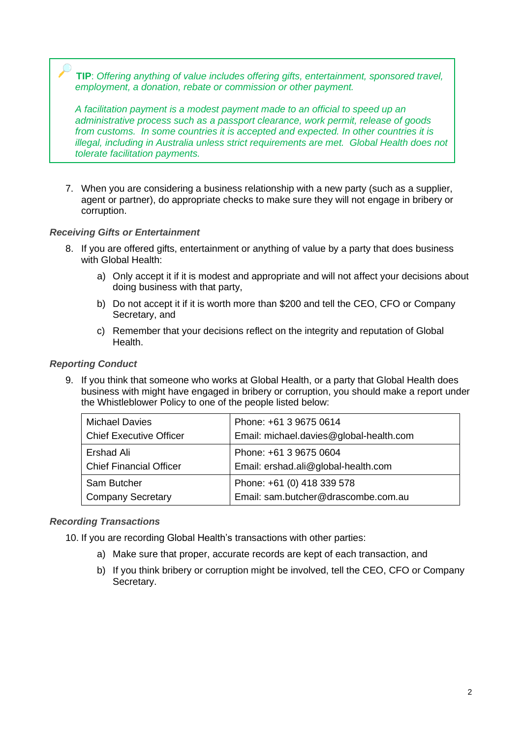> **TIP**: *Offering anything of value includes offering gifts, entertainment, sponsored travel, employment, a donation, rebate or commission or other payment.*
>
> *A facilitation payment is a modest payment made to an official to speed up an administrative process such as a passport clearance, work permit, release of goods from customs. In some countries it is accepted and expected. In other countries it is illegal, including in Australia unless strict requirements are met. Global Health does not tolerate facilitation payments.*

7. When you are considering a business relationship with a new party (such as a supplier, agent or partner), do appropriate checks to make sure they will not engage in bribery or corruption.

***Receiving Gifts or Entertainment***

8. If you are offered gifts, entertainment or anything of value by a party that does business with Global Health:
   a) Only accept it if it is modest and appropriate and will not affect your decisions about doing business with that party,
   b) Do not accept it if it is worth more than $200 and tell the CEO, CFO or Company Secretary, and
   c) Remember that your decisions reflect on the integrity and reputation of Global Health.

***Reporting Conduct***

9. If you think that someone who works at Global Health, or a party that Global Health does business with might have engaged in bribery or corruption, you should make a report under the Whistleblower Policy to one of the people listed below:

| | |
|---|---|
| Michael Davies<br>Chief Executive Officer | Phone: +61 3 9675 0614<br>Email: michael.davies@global-health.com |
| Ershad Ali<br>Chief Financial Officer | Phone: +61 3 9675 0604<br>Email: ershad.ali@global-health.com |
| Sam Butcher<br>Company Secretary | Phone: +61 (0) 418 339 578<br>Email: sam.butcher@drascombe.com.au |

***Recording Transactions***

10. If you are recording Global Health's transactions with other parties:
    a) Make sure that proper, accurate records are kept of each transaction, and
    b) If you think bribery or corruption might be involved, tell the CEO, CFO or Company Secretary.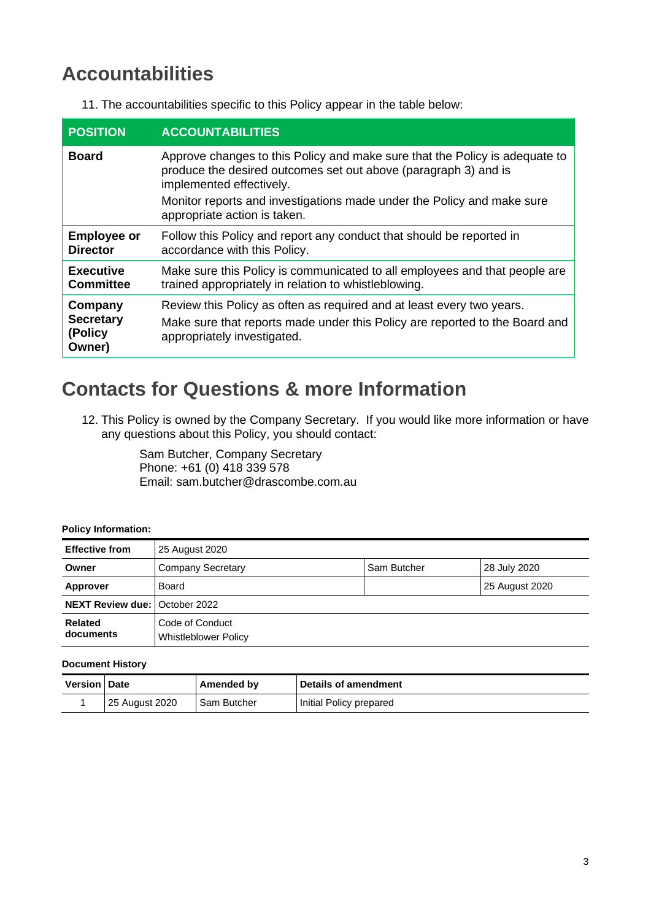## Accountabilities

11. The accountabilities specific to this Policy appear in the table below:

| POSITION | ACCOUNTABILITIES |
|---|---|
| **Board** | Approve changes to this Policy and make sure that the Policy is adequate to produce the desired outcomes set out above (paragraph 3) and is implemented effectively.<br>Monitor reports and investigations made under the Policy and make sure appropriate action is taken. |
| **Employee or Director** | Follow this Policy and report any conduct that should be reported in accordance with this Policy. |
| **Executive Committee** | Make sure this Policy is communicated to all employees and that people are trained appropriately in relation to whistleblowing. |
| **Company Secretary (Policy Owner)** | Review this Policy as often as required and at least every two years.<br>Make sure that reports made under this Policy are reported to the Board and appropriately investigated. |

## Contacts for Questions & more Information

12. This Policy is owned by the Company Secretary. If you would like more information or have any questions about this Policy, you should contact:

    Sam Butcher, Company Secretary
    Phone: +61 (0) 418 339 578
    Email: sam.butcher@drascombe.com.au

**Policy Information:**

| | | | |
|---|---|---|---|
| **Effective from** | 25 August 2020 | | |
| **Owner** | Company Secretary | Sam Butcher | 28 July 2020 |
| **Approver** | Board | | 25 August 2020 |
| **NEXT Review due:** | October 2022 | | |
| **Related documents** | Code of Conduct<br>Whistleblower Policy | | |

**Document History**

| Version | Date | Amended by | Details of amendment |
|---|---|---|---|
| 1 | 25 August 2020 | Sam Butcher | Initial Policy prepared |